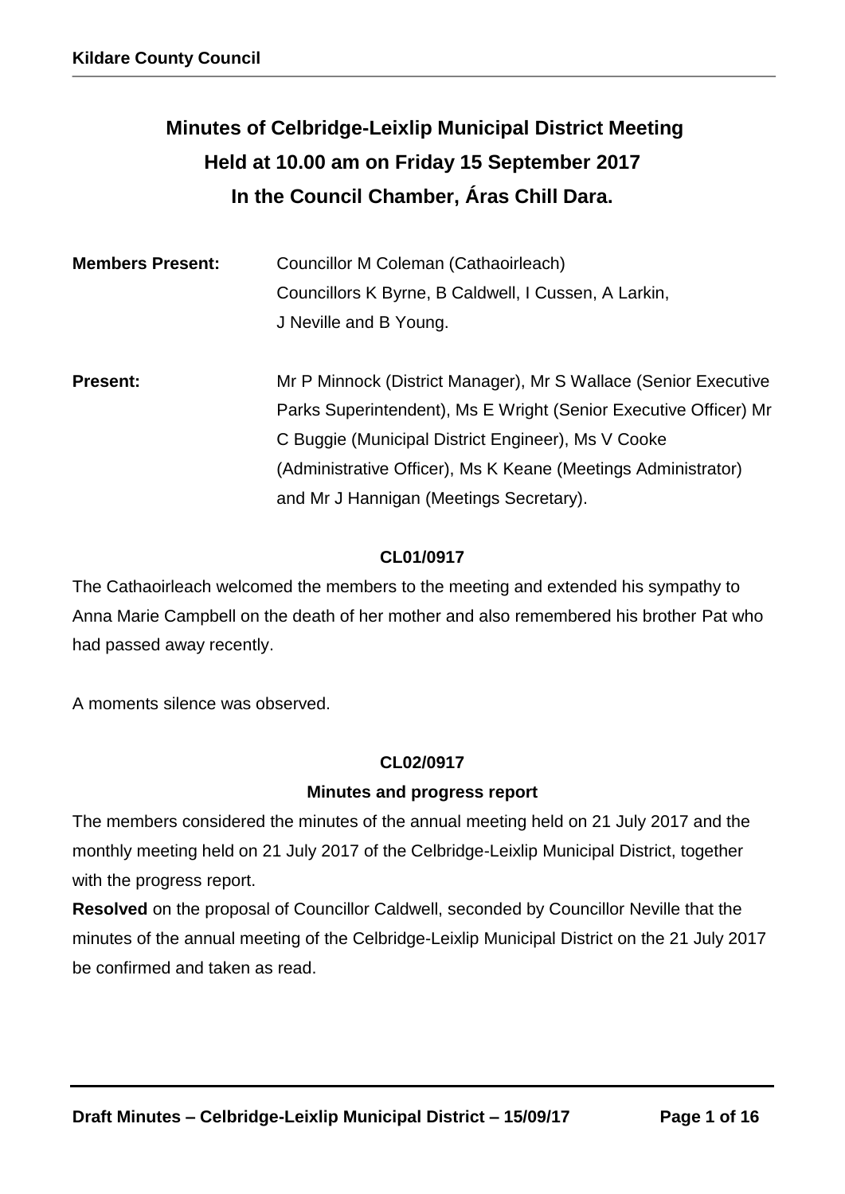**Kildare County Council**

# Minutes of Celbridge-Leixlip Municipal District Meeting
# Held at 10.00 am on Friday 15 September 2017
# In the Council Chamber, Áras Chill Dara.

**Members Present:** Councillor M Coleman (Cathaoirleach)
Councillors K Byrne, B Caldwell, I Cussen, A Larkin, J Neville and B Young.

**Present:** Mr P Minnock (District Manager), Mr S Wallace (Senior Executive Parks Superintendent), Ms E Wright (Senior Executive Officer) Mr C Buggie (Municipal District Engineer), Ms V Cooke (Administrative Officer), Ms K Keane (Meetings Administrator) and Mr J Hannigan (Meetings Secretary).

**CL01/0917**

The Cathaoirleach welcomed the members to the meeting and extended his sympathy to Anna Marie Campbell on the death of her mother and also remembered his brother Pat who had passed away recently.

A moments silence was observed.

**CL02/0917**

**Minutes and progress report**

The members considered the minutes of the annual meeting held on 21 July 2017 and the monthly meeting held on 21 July 2017 of the Celbridge-Leixlip Municipal District, together with the progress report.

**Resolved** on the proposal of Councillor Caldwell, seconded by Councillor Neville that the minutes of the annual meeting of the Celbridge-Leixlip Municipal District on the 21 July 2017 be confirmed and taken as read.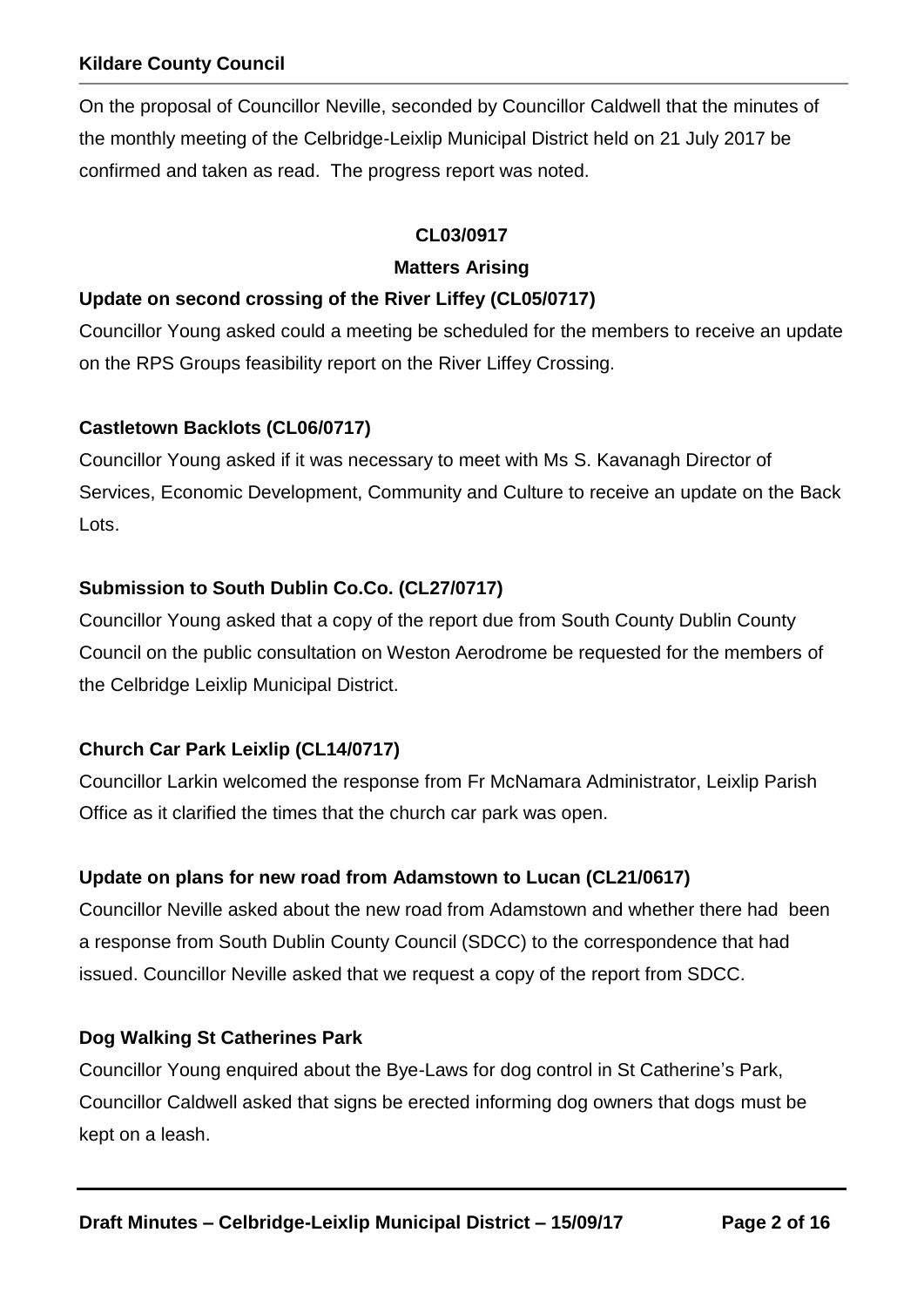On the proposal of Councillor Neville, seconded by Councillor Caldwell that the minutes of the monthly meeting of the Celbridge-Leixlip Municipal District held on 21 July 2017 be confirmed and taken as read. The progress report was noted.

**CL03/0917**

**Matters Arising**

**Update on second crossing of the River Liffey (CL05/0717)**

Councillor Young asked could a meeting be scheduled for the members to receive an update on the RPS Groups feasibility report on the River Liffey Crossing.

**Castletown Backlots (CL06/0717)**

Councillor Young asked if it was necessary to meet with Ms S. Kavanagh Director of Services, Economic Development, Community and Culture to receive an update on the Back Lots.

**Submission to South Dublin Co.Co. (CL27/0717)**

Councillor Young asked that a copy of the report due from South County Dublin County Council on the public consultation on Weston Aerodrome be requested for the members of the Celbridge Leixlip Municipal District.

**Church Car Park Leixlip (CL14/0717)**

Councillor Larkin welcomed the response from Fr McNamara Administrator, Leixlip Parish Office as it clarified the times that the church car park was open.

**Update on plans for new road from Adamstown to Lucan (CL21/0617)**

Councillor Neville asked about the new road from Adamstown and whether there had been a response from South Dublin County Council (SDCC) to the correspondence that had issued. Councillor Neville asked that we request a copy of the report from SDCC.

**Dog Walking St Catherines Park**

Councillor Young enquired about the Bye-Laws for dog control in St Catherine's Park, Councillor Caldwell asked that signs be erected informing dog owners that dogs must be kept on a leash.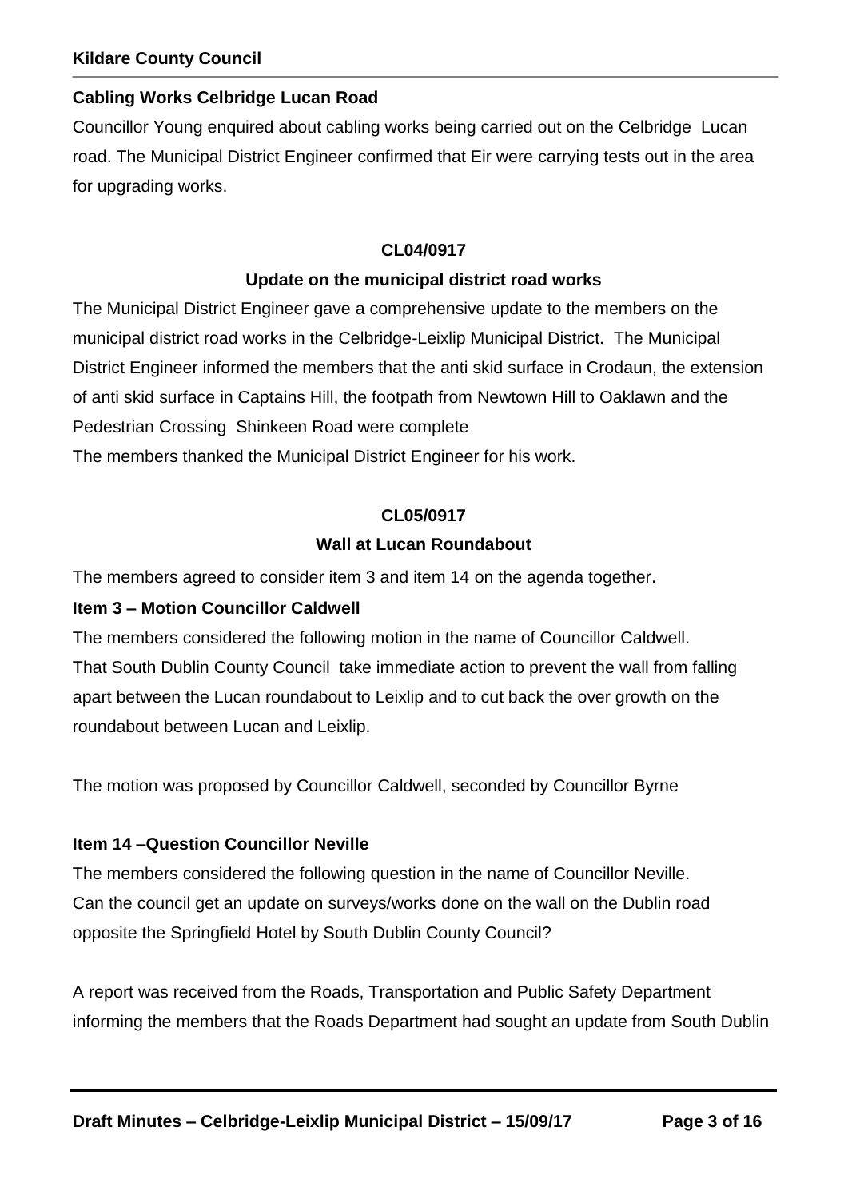**Cabling Works Celbridge Lucan Road**

Councillor Young enquired about cabling works being carried out on the Celbridge Lucan road. The Municipal District Engineer confirmed that Eir were carrying tests out in the area for upgrading works.

**CL04/0917**

**Update on the municipal district road works**

The Municipal District Engineer gave a comprehensive update to the members on the municipal district road works in the Celbridge-Leixlip Municipal District. The Municipal District Engineer informed the members that the anti skid surface in Crodaun, the extension of anti skid surface in Captains Hill, the footpath from Newtown Hill to Oaklawn and the Pedestrian Crossing Shinkeen Road were complete

The members thanked the Municipal District Engineer for his work.

**CL05/0917**

**Wall at Lucan Roundabout**

The members agreed to consider item 3 and item 14 on the agenda together.

**Item 3 – Motion Councillor Caldwell**

The members considered the following motion in the name of Councillor Caldwell.
That South Dublin County Council take immediate action to prevent the wall from falling apart between the Lucan roundabout to Leixlip and to cut back the over growth on the roundabout between Lucan and Leixlip.

The motion was proposed by Councillor Caldwell, seconded by Councillor Byrne

**Item 14 –Question Councillor Neville**

The members considered the following question in the name of Councillor Neville.
Can the council get an update on surveys/works done on the wall on the Dublin road opposite the Springfield Hotel by South Dublin County Council?

A report was received from the Roads, Transportation and Public Safety Department informing the members that the Roads Department had sought an update from South Dublin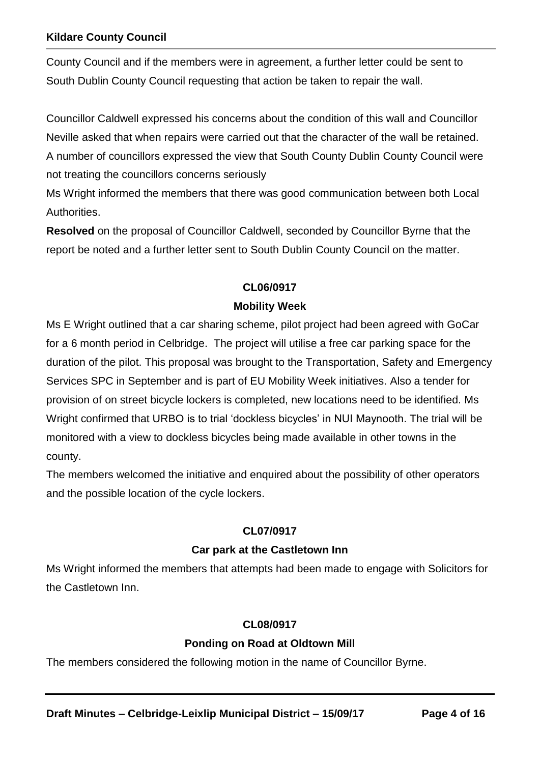County Council and if the members were in agreement, a further letter could be sent to South Dublin County Council requesting that action be taken to repair the wall.

Councillor Caldwell expressed his concerns about the condition of this wall and Councillor Neville asked that when repairs were carried out that the character of the wall be retained. A number of councillors expressed the view that South County Dublin County Council were not treating the councillors concerns seriously

Ms Wright informed the members that there was good communication between both Local Authorities.

**Resolved** on the proposal of Councillor Caldwell, seconded by Councillor Byrne that the report be noted and a further letter sent to South Dublin County Council on the matter.

**CL06/0917**

**Mobility Week**

Ms E Wright outlined that a car sharing scheme, pilot project had been agreed with GoCar for a 6 month period in Celbridge. The project will utilise a free car parking space for the duration of the pilot. This proposal was brought to the Transportation, Safety and Emergency Services SPC in September and is part of EU Mobility Week initiatives. Also a tender for provision of on street bicycle lockers is completed, new locations need to be identified. Ms Wright confirmed that URBO is to trial 'dockless bicycles' in NUI Maynooth. The trial will be monitored with a view to dockless bicycles being made available in other towns in the county.

The members welcomed the initiative and enquired about the possibility of other operators and the possible location of the cycle lockers.

**CL07/0917**

**Car park at the Castletown Inn**

Ms Wright informed the members that attempts had been made to engage with Solicitors for the Castletown Inn.

**CL08/0917**

**Ponding on Road at Oldtown Mill**

The members considered the following motion in the name of Councillor Byrne.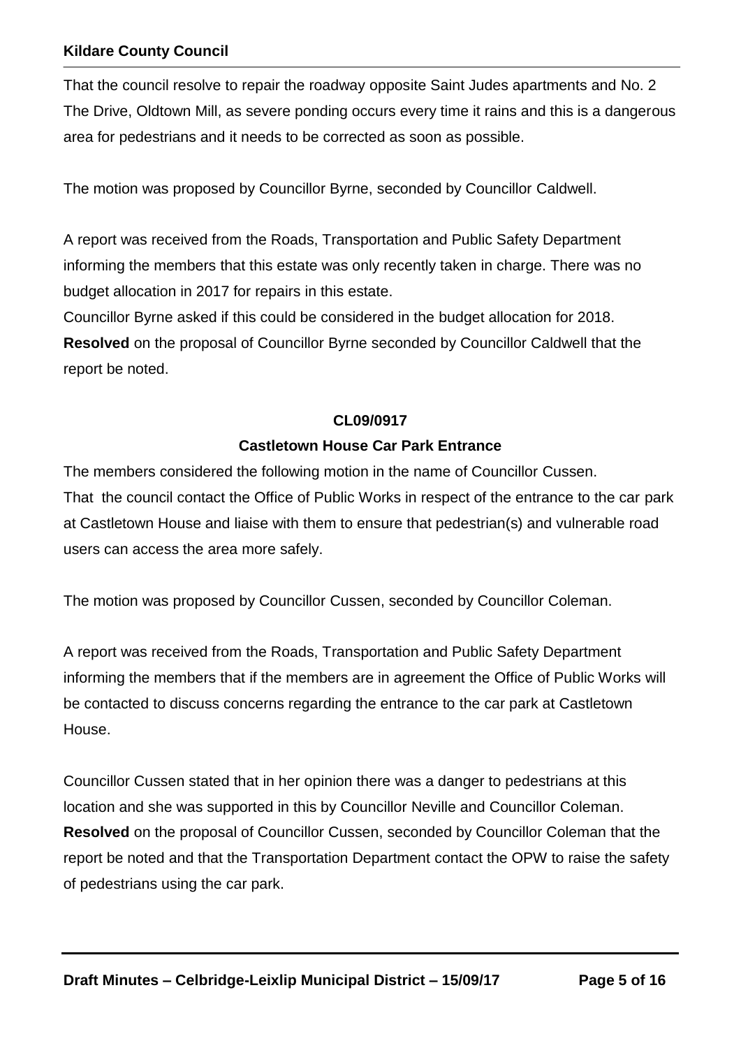That the council resolve to repair the roadway opposite Saint Judes apartments and No. 2 The Drive, Oldtown Mill, as severe ponding occurs every time it rains and this is a dangerous area for pedestrians and it needs to be corrected as soon as possible.

The motion was proposed by Councillor Byrne, seconded by Councillor Caldwell.

A report was received from the Roads, Transportation and Public Safety Department informing the members that this estate was only recently taken in charge. There was no budget allocation in 2017 for repairs in this estate.
Councillor Byrne asked if this could be considered in the budget allocation for 2018.
**Resolved** on the proposal of Councillor Byrne seconded by Councillor Caldwell that the report be noted.

## CL09/0917

## Castletown House Car Park Entrance

The members considered the following motion in the name of Councillor Cussen.
That the council contact the Office of Public Works in respect of the entrance to the car park at Castletown House and liaise with them to ensure that pedestrian(s) and vulnerable road users can access the area more safely.

The motion was proposed by Councillor Cussen, seconded by Councillor Coleman.

A report was received from the Roads, Transportation and Public Safety Department informing the members that if the members are in agreement the Office of Public Works will be contacted to discuss concerns regarding the entrance to the car park at Castletown House.

Councillor Cussen stated that in her opinion there was a danger to pedestrians at this location and she was supported in this by Councillor Neville and Councillor Coleman.
**Resolved** on the proposal of Councillor Cussen, seconded by Councillor Coleman that the report be noted and that the Transportation Department contact the OPW to raise the safety of pedestrians using the car park.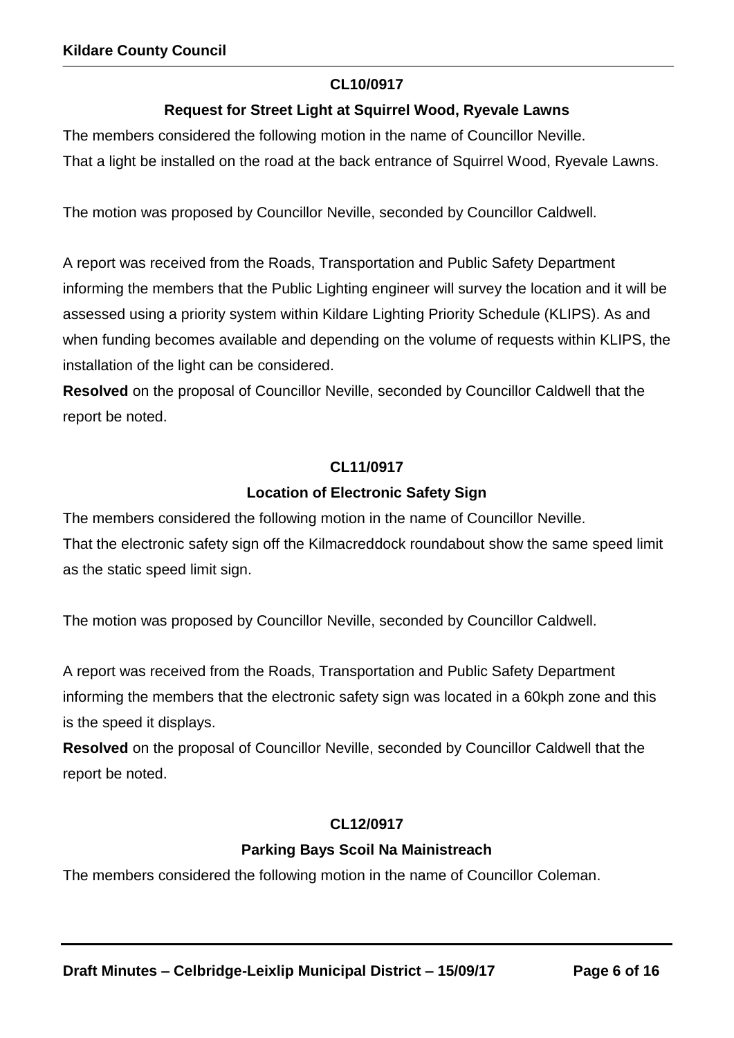**CL10/0917**

**Request for Street Light at Squirrel Wood, Ryevale Lawns**

The members considered the following motion in the name of Councillor Neville.
That a light be installed on the road at the back entrance of Squirrel Wood, Ryevale Lawns.

The motion was proposed by Councillor Neville, seconded by Councillor Caldwell.

A report was received from the Roads, Transportation and Public Safety Department informing the members that the Public Lighting engineer will survey the location and it will be assessed using a priority system within Kildare Lighting Priority Schedule (KLIPS). As and when funding becomes available and depending on the volume of requests within KLIPS, the installation of the light can be considered.
**Resolved** on the proposal of Councillor Neville, seconded by Councillor Caldwell that the report be noted.

**CL11/0917**

**Location of Electronic Safety Sign**

The members considered the following motion in the name of Councillor Neville.
That the electronic safety sign off the Kilmacreddock roundabout show the same speed limit as the static speed limit sign.

The motion was proposed by Councillor Neville, seconded by Councillor Caldwell.

A report was received from the Roads, Transportation and Public Safety Department informing the members that the electronic safety sign was located in a 60kph zone and this is the speed it displays.
**Resolved** on the proposal of Councillor Neville, seconded by Councillor Caldwell that the report be noted.

**CL12/0917**

**Parking Bays Scoil Na Mainistreach**

The members considered the following motion in the name of Councillor Coleman.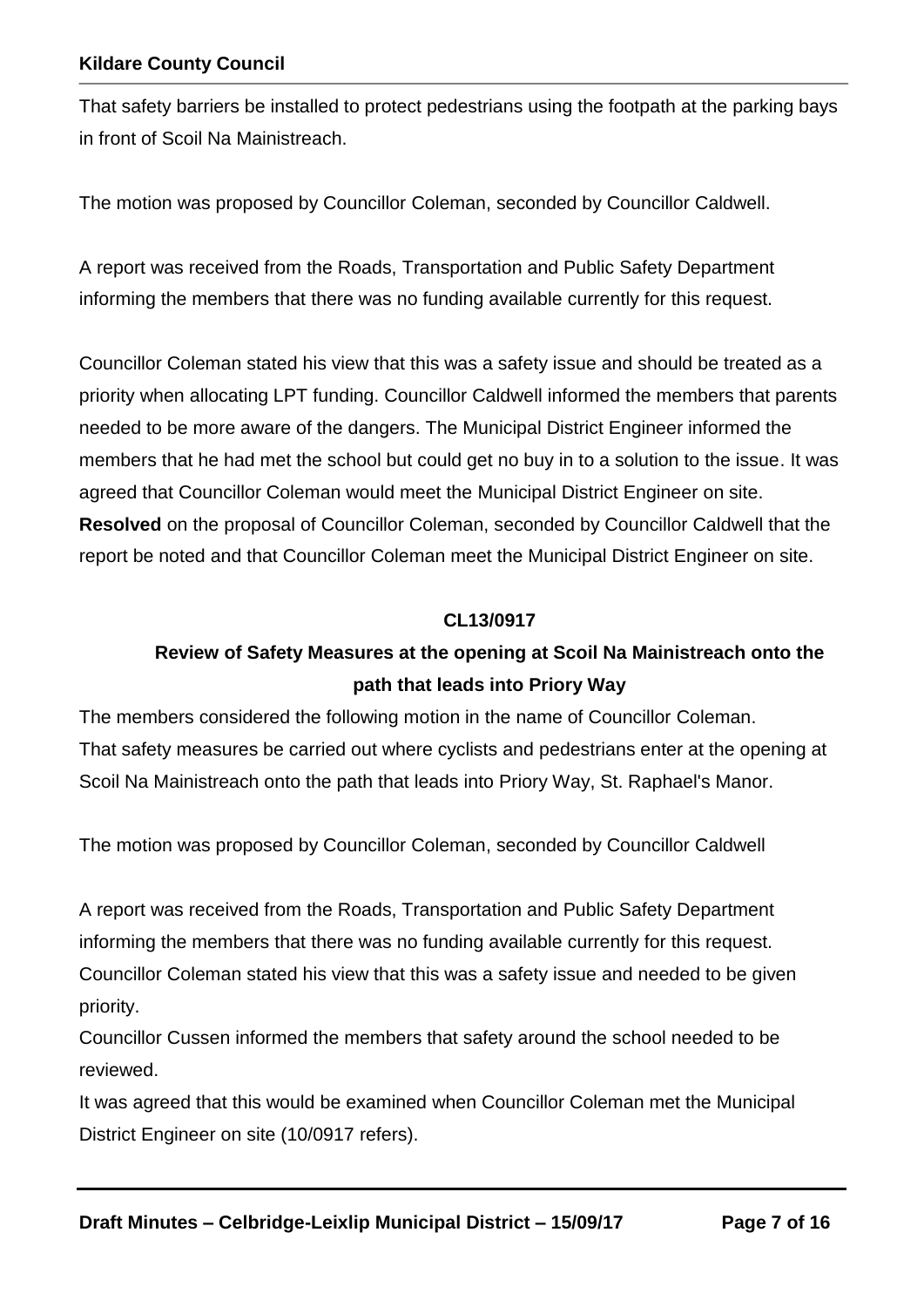That safety barriers be installed to protect pedestrians using the footpath at the parking bays in front of Scoil Na Mainistreach.

The motion was proposed by Councillor Coleman, seconded by Councillor Caldwell.

A report was received from the Roads, Transportation and Public Safety Department informing the members that there was no funding available currently for this request.

Councillor Coleman stated his view that this was a safety issue and should be treated as a priority when allocating LPT funding. Councillor Caldwell informed the members that parents needed to be more aware of the dangers. The Municipal District Engineer informed the members that he had met the school but could get no buy in to a solution to the issue. It was agreed that Councillor Coleman would meet the Municipal District Engineer on site.
**Resolved** on the proposal of Councillor Coleman, seconded by Councillor Caldwell that the report be noted and that Councillor Coleman meet the Municipal District Engineer on site.

## CL13/0917

## Review of Safety Measures at the opening at Scoil Na Mainistreach onto the path that leads into Priory Way

The members considered the following motion in the name of Councillor Coleman.
That safety measures be carried out where cyclists and pedestrians enter at the opening at Scoil Na Mainistreach onto the path that leads into Priory Way, St. Raphael's Manor.

The motion was proposed by Councillor Coleman, seconded by Councillor Caldwell

A report was received from the Roads, Transportation and Public Safety Department informing the members that there was no funding available currently for this request.
Councillor Coleman stated his view that this was a safety issue and needed to be given priority.
Councillor Cussen informed the members that safety around the school needed to be reviewed.
It was agreed that this would be examined when Councillor Coleman met the Municipal District Engineer on site (10/0917 refers).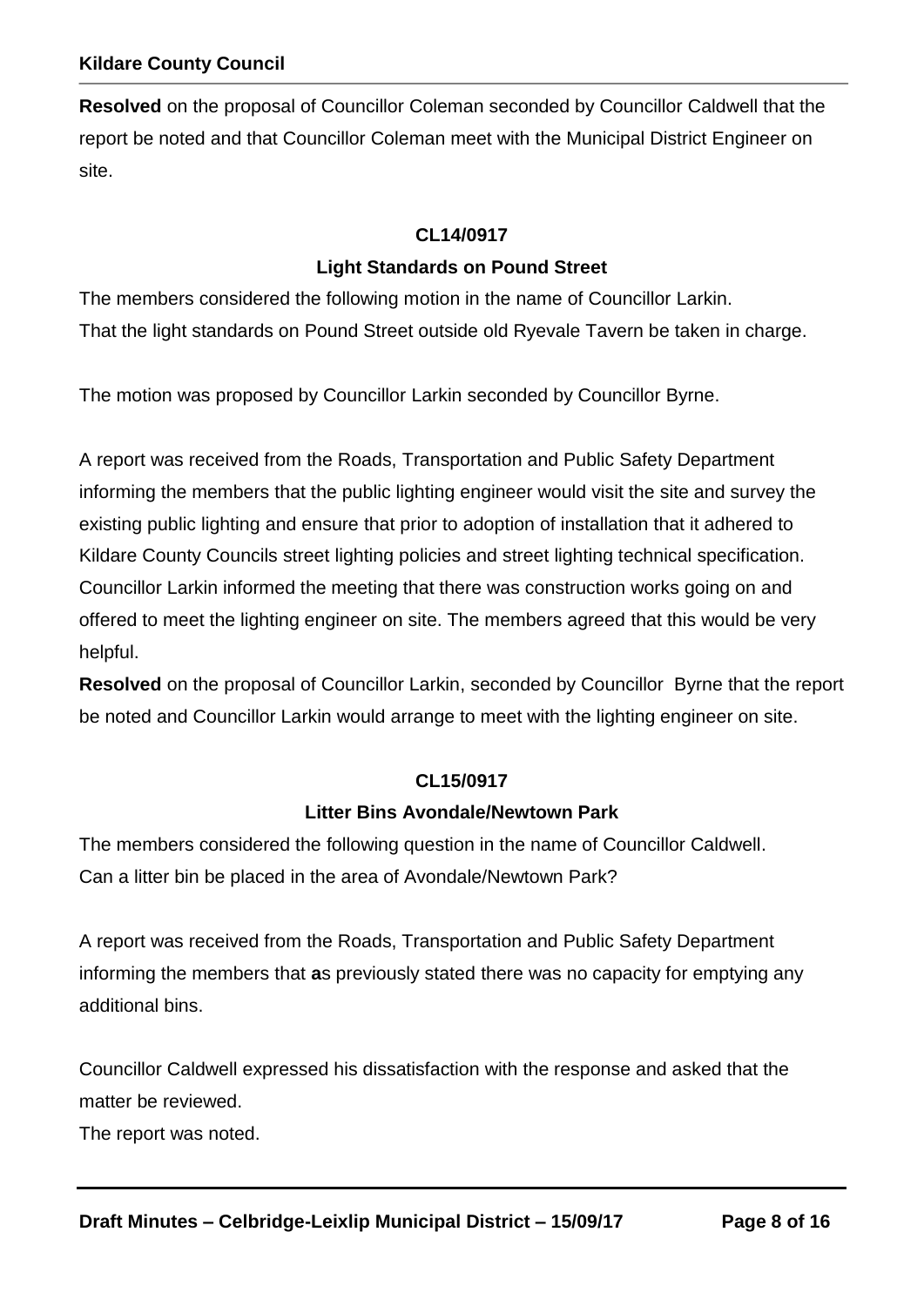**Resolved** on the proposal of Councillor Coleman seconded by Councillor Caldwell that the report be noted and that Councillor Coleman meet with the Municipal District Engineer on site.

### CL14/0917

### Light Standards on Pound Street

The members considered the following motion in the name of Councillor Larkin.
That the light standards on Pound Street outside old Ryevale Tavern be taken in charge.

The motion was proposed by Councillor Larkin seconded by Councillor Byrne.

A report was received from the Roads, Transportation and Public Safety Department informing the members that the public lighting engineer would visit the site and survey the existing public lighting and ensure that prior to adoption of installation that it adhered to Kildare County Councils street lighting policies and street lighting technical specification. Councillor Larkin informed the meeting that there was construction works going on and offered to meet the lighting engineer on site. The members agreed that this would be very helpful.

**Resolved** on the proposal of Councillor Larkin, seconded by Councillor Byrne that the report be noted and Councillor Larkin would arrange to meet with the lighting engineer on site.

### CL15/0917

### Litter Bins Avondale/Newtown Park

The members considered the following question in the name of Councillor Caldwell.
Can a litter bin be placed in the area of Avondale/Newtown Park?

A report was received from the Roads, Transportation and Public Safety Department informing the members that **a**s previously stated there was no capacity for emptying any additional bins.

Councillor Caldwell expressed his dissatisfaction with the response and asked that the matter be reviewed.
The report was noted.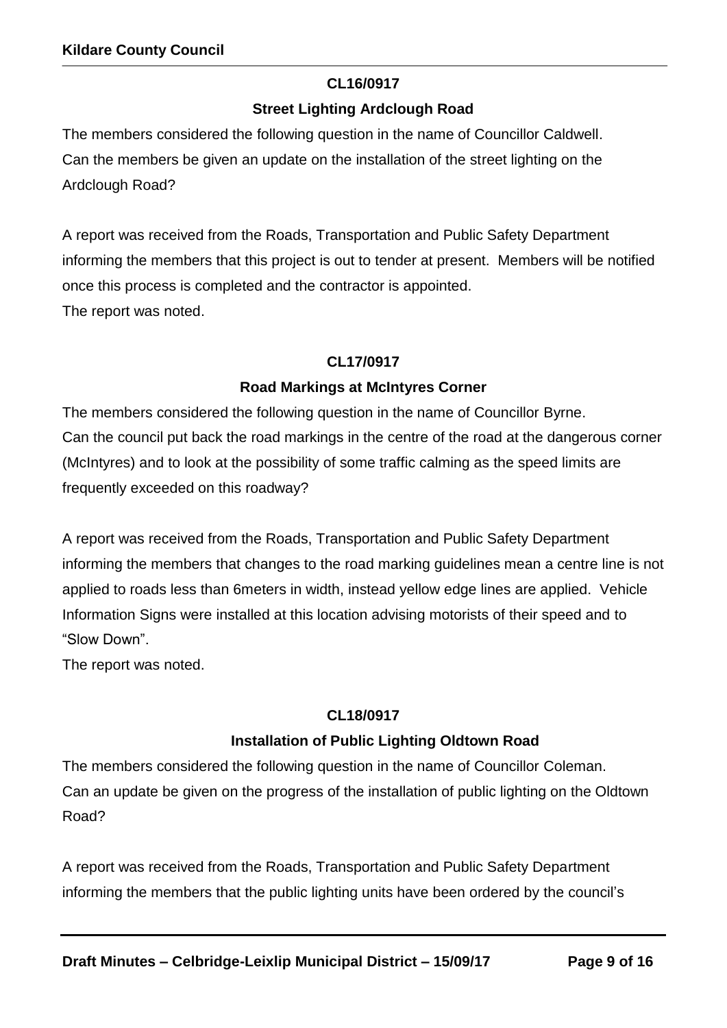**CL16/0917**

**Street Lighting Ardclough Road**

The members considered the following question in the name of Councillor Caldwell.
Can the members be given an update on the installation of the street lighting on the Ardclough Road?

A report was received from the Roads, Transportation and Public Safety Department informing the members that this project is out to tender at present. Members will be notified once this process is completed and the contractor is appointed.
The report was noted.

**CL17/0917**

**Road Markings at McIntyres Corner**

The members considered the following question in the name of Councillor Byrne.
Can the council put back the road markings in the centre of the road at the dangerous corner (McIntyres) and to look at the possibility of some traffic calming as the speed limits are frequently exceeded on this roadway?

A report was received from the Roads, Transportation and Public Safety Department informing the members that changes to the road marking guidelines mean a centre line is not applied to roads less than 6meters in width, instead yellow edge lines are applied. Vehicle Information Signs were installed at this location advising motorists of their speed and to "Slow Down".
The report was noted.

**CL18/0917**

**Installation of Public Lighting Oldtown Road**

The members considered the following question in the name of Councillor Coleman.
Can an update be given on the progress of the installation of public lighting on the Oldtown Road?

A report was received from the Roads, Transportation and Public Safety Department informing the members that the public lighting units have been ordered by the council's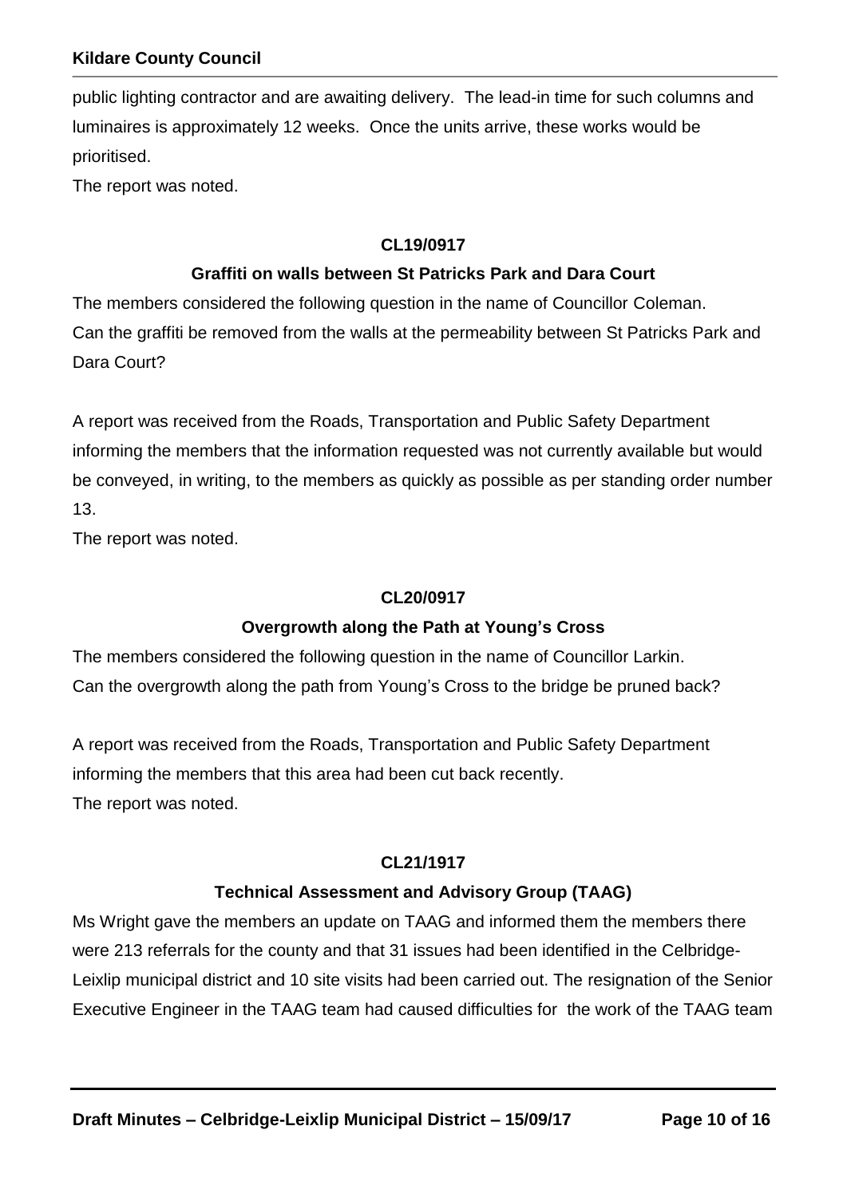public lighting contractor and are awaiting delivery. The lead-in time for such columns and luminaires is approximately 12 weeks. Once the units arrive, these works would be prioritised.

The report was noted.

**CL19/0917**

**Graffiti on walls between St Patricks Park and Dara Court**

The members considered the following question in the name of Councillor Coleman.

Can the graffiti be removed from the walls at the permeability between St Patricks Park and Dara Court?

A report was received from the Roads, Transportation and Public Safety Department informing the members that the information requested was not currently available but would be conveyed, in writing, to the members as quickly as possible as per standing order number 13.

The report was noted.

**CL20/0917**

**Overgrowth along the Path at Young's Cross**

The members considered the following question in the name of Councillor Larkin.

Can the overgrowth along the path from Young's Cross to the bridge be pruned back?

A report was received from the Roads, Transportation and Public Safety Department informing the members that this area had been cut back recently.

The report was noted.

**CL21/1917**

**Technical Assessment and Advisory Group (TAAG)**

Ms Wright gave the members an update on TAAG and informed them the members there were 213 referrals for the county and that 31 issues had been identified in the Celbridge-Leixlip municipal district and 10 site visits had been carried out. The resignation of the Senior Executive Engineer in the TAAG team had caused difficulties for the work of the TAAG team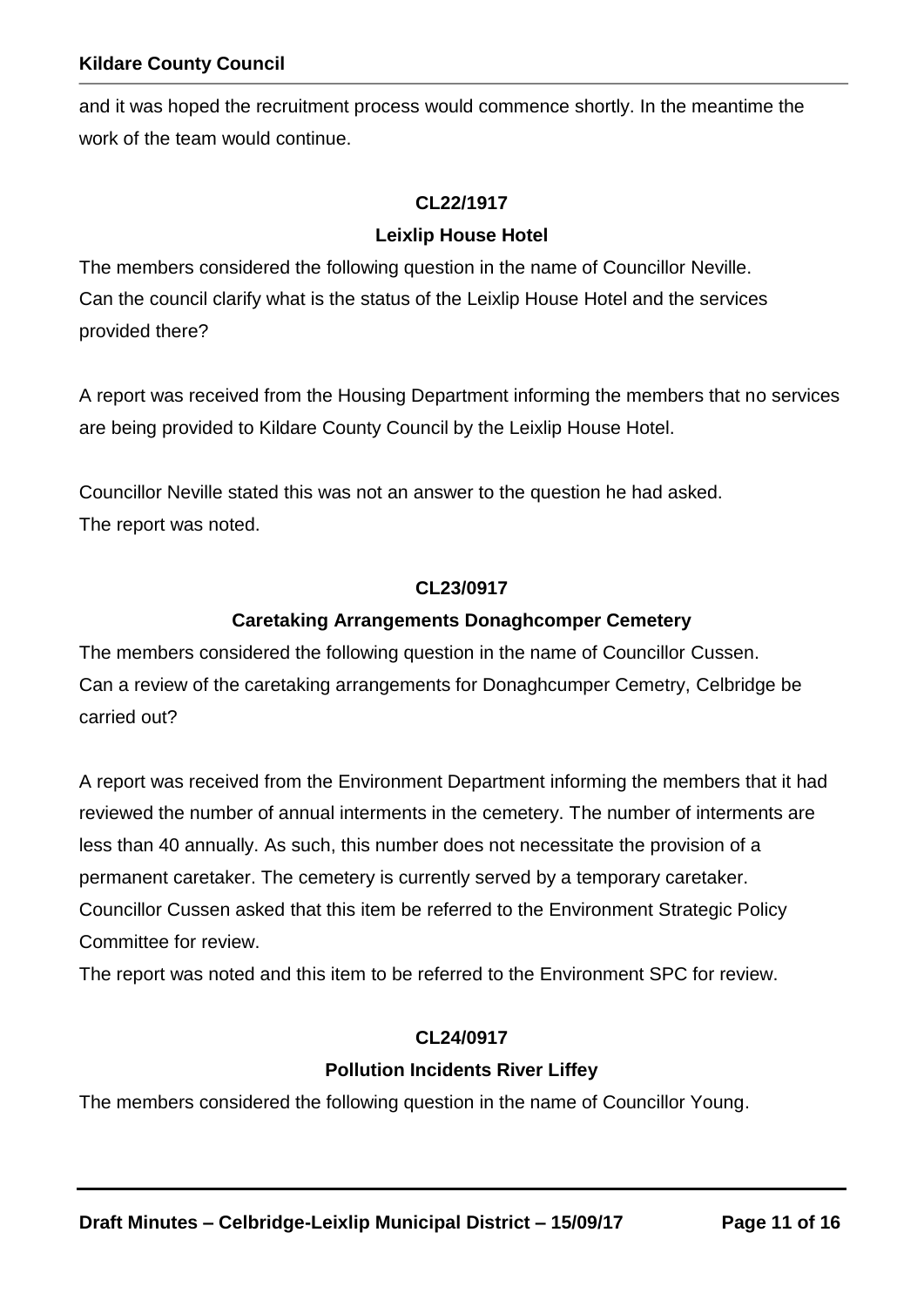and it was hoped the recruitment process would commence shortly. In the meantime the work of the team would continue.

**CL22/1917**

**Leixlip House Hotel**

The members considered the following question in the name of Councillor Neville.
Can the council clarify what is the status of the Leixlip House Hotel and the services provided there?

A report was received from the Housing Department informing the members that no services are being provided to Kildare County Council by the Leixlip House Hotel.

Councillor Neville stated this was not an answer to the question he had asked.
The report was noted.

**CL23/0917**

**Caretaking Arrangements Donaghcomper Cemetery**

The members considered the following question in the name of Councillor Cussen.
Can a review of the caretaking arrangements for Donaghcumper Cemetry, Celbridge be carried out?

A report was received from the Environment Department informing the members that it had reviewed the number of annual interments in the cemetery. The number of interments are less than 40 annually. As such, this number does not necessitate the provision of a permanent caretaker. The cemetery is currently served by a temporary caretaker.
Councillor Cussen asked that this item be referred to the Environment Strategic Policy Committee for review.
The report was noted and this item to be referred to the Environment SPC for review.

**CL24/0917**

**Pollution Incidents River Liffey**

The members considered the following question in the name of Councillor Young.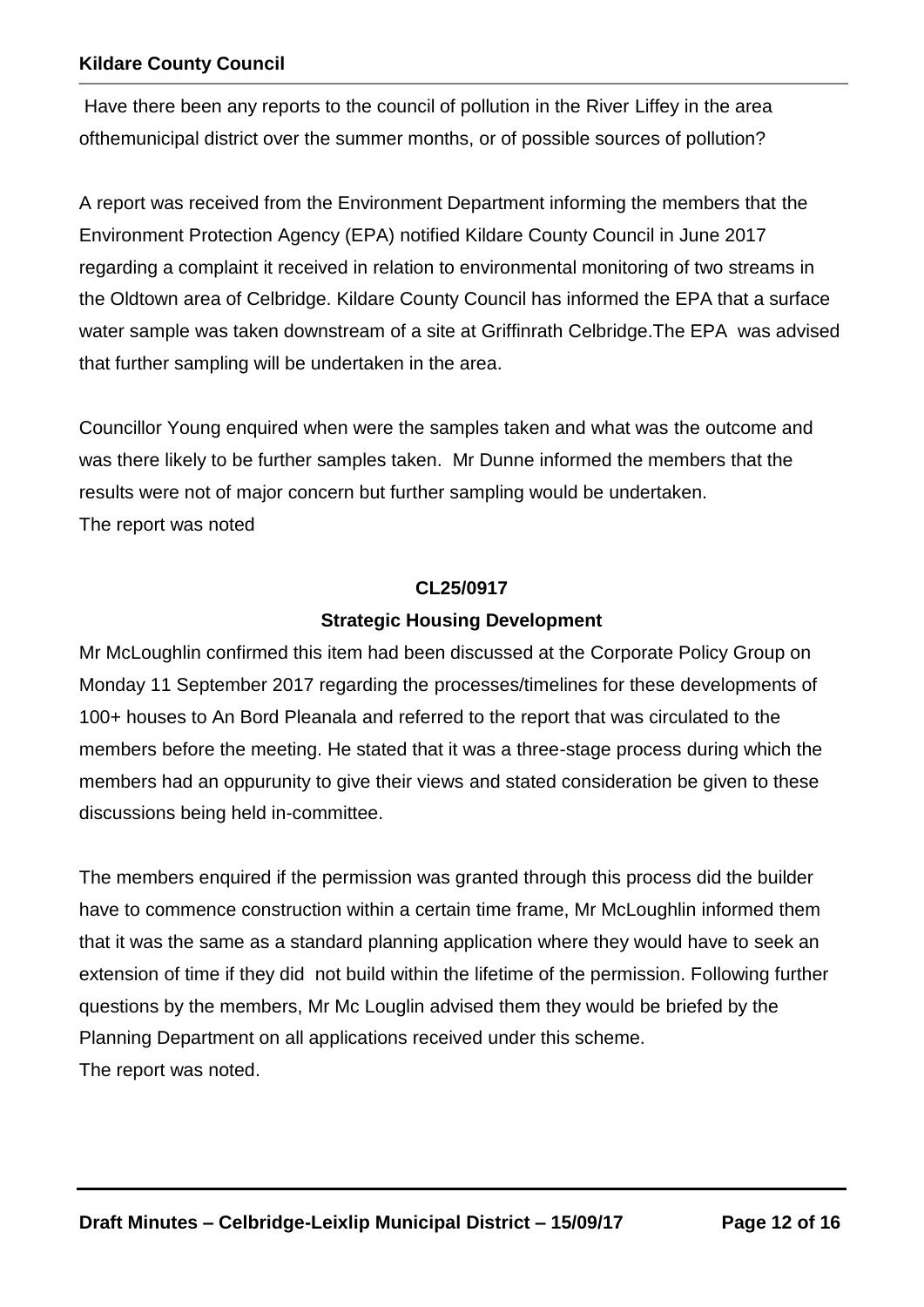Have there been any reports to the council of pollution in the River Liffey in the area ofthemunicipal district over the summer months, or of possible sources of pollution?

A report was received from the Environment Department informing the members that the Environment Protection Agency (EPA) notified Kildare County Council in June 2017 regarding a complaint it received in relation to environmental monitoring of two streams in the Oldtown area of Celbridge. Kildare County Council has informed the EPA that a surface water sample was taken downstream of a site at Griffinrath Celbridge.The EPA was advised that further sampling will be undertaken in the area.

Councillor Young enquired when were the samples taken and what was the outcome and was there likely to be further samples taken. Mr Dunne informed the members that the results were not of major concern but further sampling would be undertaken.
The report was noted

**CL25/0917**

**Strategic Housing Development**

Mr McLoughlin confirmed this item had been discussed at the Corporate Policy Group on Monday 11 September 2017 regarding the processes/timelines for these developments of 100+ houses to An Bord Pleanala and referred to the report that was circulated to the members before the meeting. He stated that it was a three-stage process during which the members had an oppurunity to give their views and stated consideration be given to these discussions being held in-committee.

The members enquired if the permission was granted through this process did the builder have to commence construction within a certain time frame, Mr McLoughlin informed them that it was the same as a standard planning application where they would have to seek an extension of time if they did not build within the lifetime of the permission. Following further questions by the members, Mr Mc Louglin advised them they would be briefed by the Planning Department on all applications received under this scheme.
The report was noted.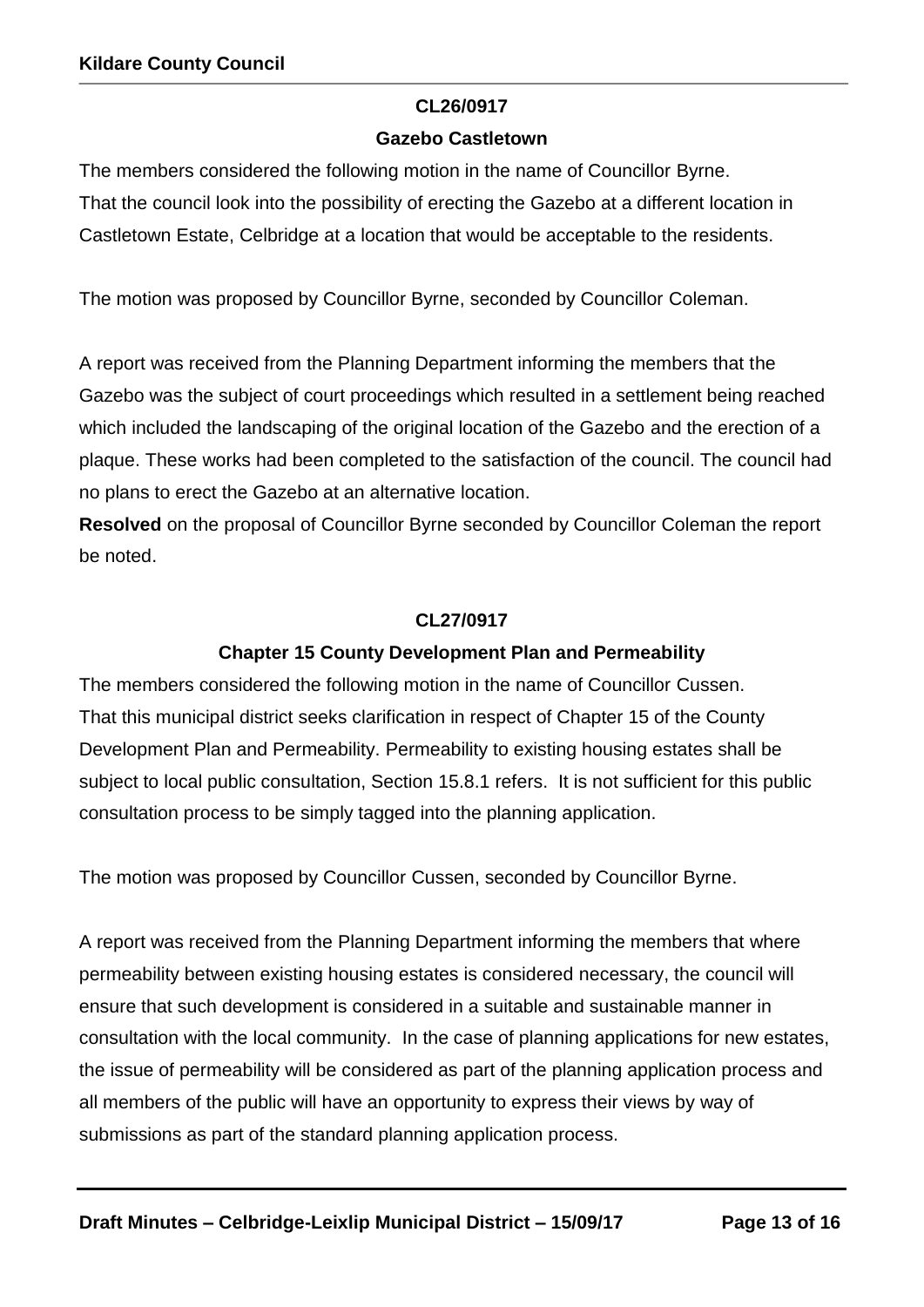**CL26/0917**

**Gazebo Castletown**

The members considered the following motion in the name of Councillor Byrne.
That the council look into the possibility of erecting the Gazebo at a different location in Castletown Estate, Celbridge at a location that would be acceptable to the residents.

The motion was proposed by Councillor Byrne, seconded by Councillor Coleman.

A report was received from the Planning Department informing the members that the Gazebo was the subject of court proceedings which resulted in a settlement being reached which included the landscaping of the original location of the Gazebo and the erection of a plaque. These works had been completed to the satisfaction of the council. The council had no plans to erect the Gazebo at an alternative location.
**Resolved** on the proposal of Councillor Byrne seconded by Councillor Coleman the report be noted.

**CL27/0917**

**Chapter 15 County Development Plan and Permeability**

The members considered the following motion in the name of Councillor Cussen.
That this municipal district seeks clarification in respect of Chapter 15 of the County Development Plan and Permeability. Permeability to existing housing estates shall be subject to local public consultation, Section 15.8.1 refers. It is not sufficient for this public consultation process to be simply tagged into the planning application.

The motion was proposed by Councillor Cussen, seconded by Councillor Byrne.

A report was received from the Planning Department informing the members that where permeability between existing housing estates is considered necessary, the council will ensure that such development is considered in a suitable and sustainable manner in consultation with the local community. In the case of planning applications for new estates, the issue of permeability will be considered as part of the planning application process and all members of the public will have an opportunity to express their views by way of submissions as part of the standard planning application process.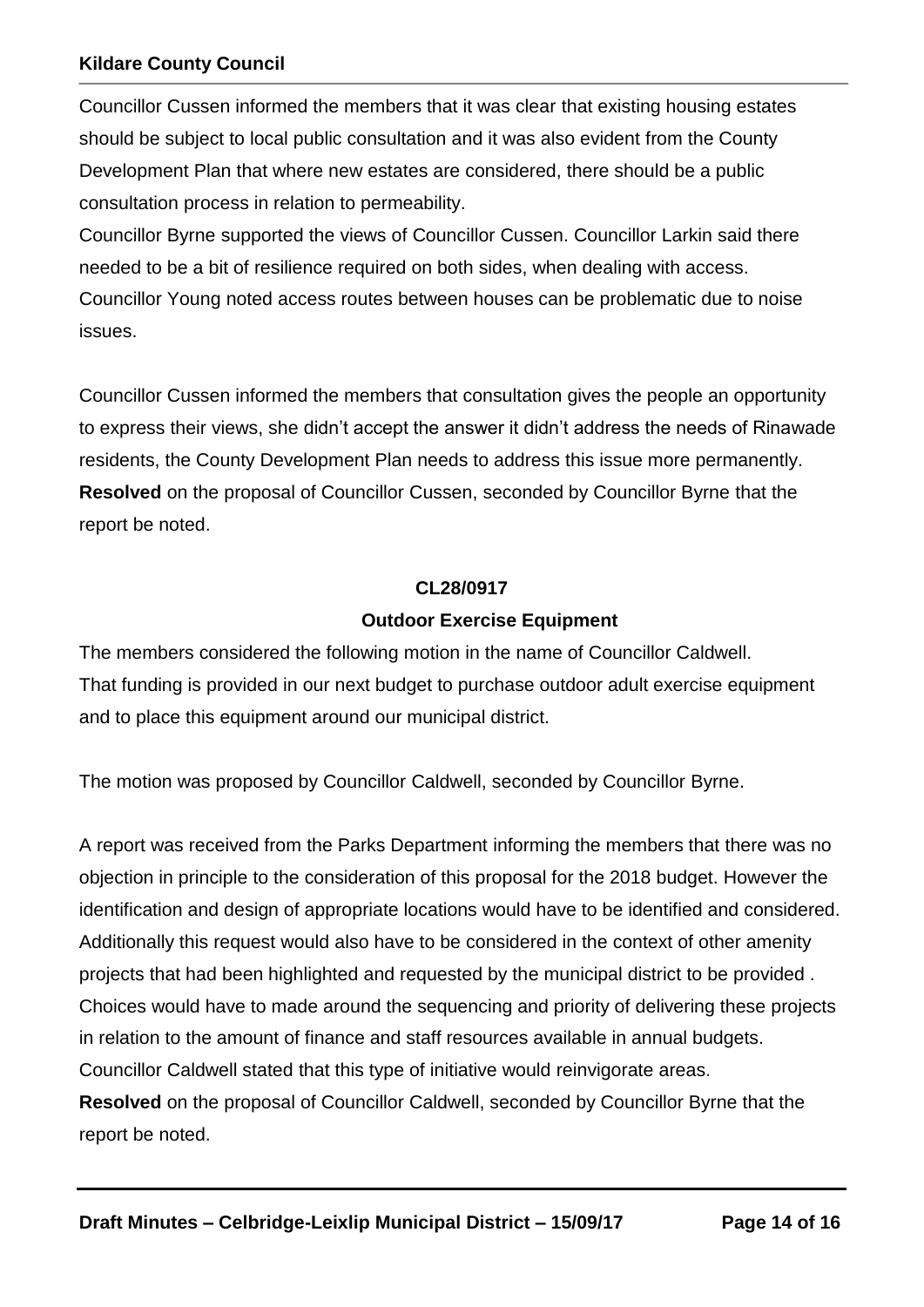Councillor Cussen informed the members that it was clear that existing housing estates should be subject to local public consultation and it was also evident from the County Development Plan that where new estates are considered, there should be a public consultation process in relation to permeability.
Councillor Byrne supported the views of Councillor Cussen. Councillor Larkin said there needed to be a bit of resilience required on both sides, when dealing with access. Councillor Young noted access routes between houses can be problematic due to noise issues.

Councillor Cussen informed the members that consultation gives the people an opportunity to express their views, she didn't accept the answer it didn't address the needs of Rinawade residents, the County Development Plan needs to address this issue more permanently.
**Resolved** on the proposal of Councillor Cussen, seconded by Councillor Byrne that the report be noted.

**CL28/0917**

**Outdoor Exercise Equipment**

The members considered the following motion in the name of Councillor Caldwell.
That funding is provided in our next budget to purchase outdoor adult exercise equipment and to place this equipment around our municipal district.

The motion was proposed by Councillor Caldwell, seconded by Councillor Byrne.

A report was received from the Parks Department informing the members that there was no objection in principle to the consideration of this proposal for the 2018 budget. However the identification and design of appropriate locations would have to be identified and considered. Additionally this request would also have to be considered in the context of other amenity projects that had been highlighted and requested by the municipal district to be provided . Choices would have to made around the sequencing and priority of delivering these projects in relation to the amount of finance and staff resources available in annual budgets.
Councillor Caldwell stated that this type of initiative would reinvigorate areas.
**Resolved** on the proposal of Councillor Caldwell, seconded by Councillor Byrne that the report be noted.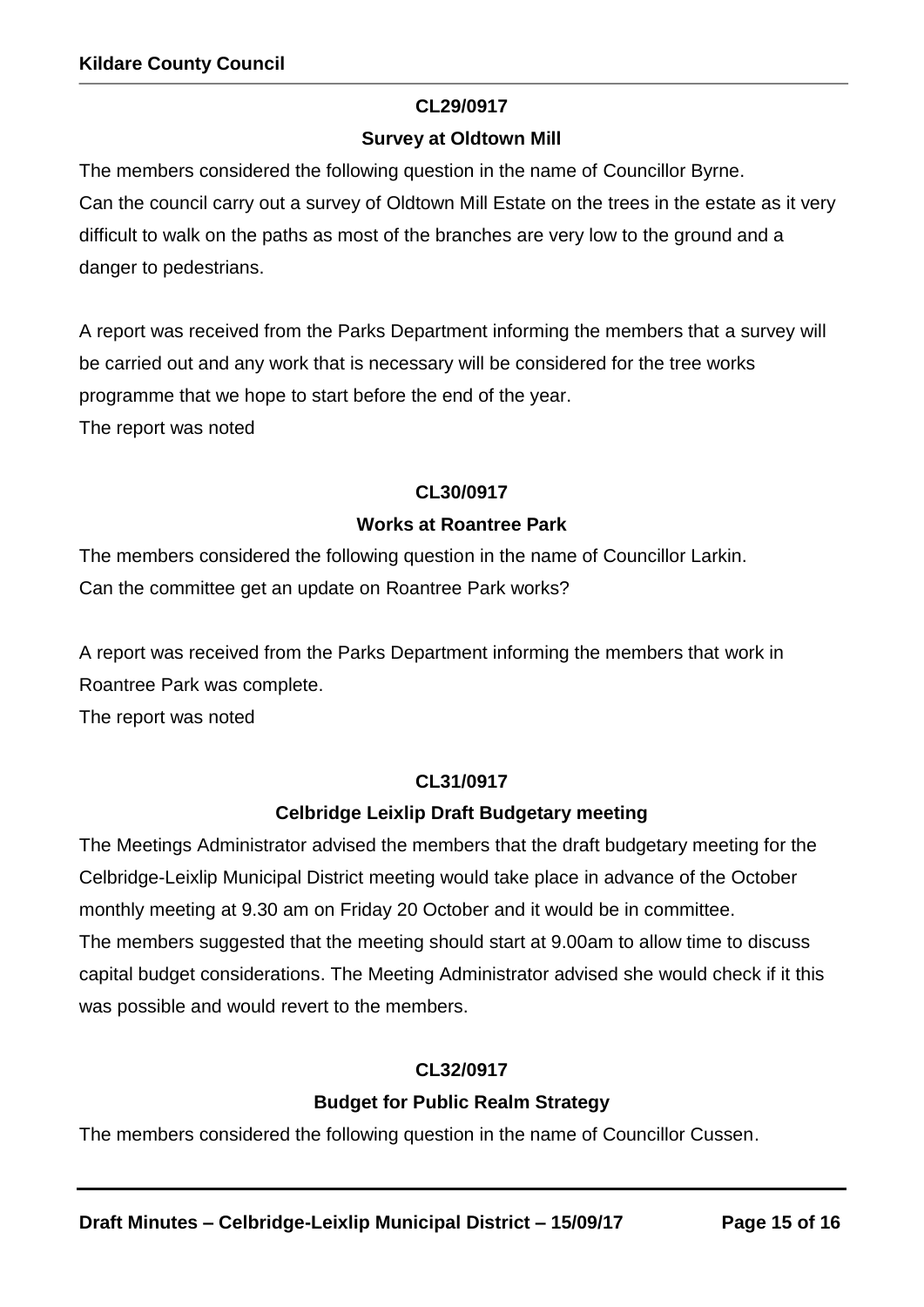**CL29/0917**

**Survey at Oldtown Mill**

The members considered the following question in the name of Councillor Byrne.
Can the council carry out a survey of Oldtown Mill Estate on the trees in the estate as it very difficult to walk on the paths as most of the branches are very low to the ground and a danger to pedestrians.

A report was received from the Parks Department informing the members that a survey will be carried out and any work that is necessary will be considered for the tree works programme that we hope to start before the end of the year.
The report was noted

**CL30/0917**

**Works at Roantree Park**

The members considered the following question in the name of Councillor Larkin.
Can the committee get an update on Roantree Park works?

A report was received from the Parks Department informing the members that work in Roantree Park was complete.
The report was noted

**CL31/0917**

**Celbridge Leixlip Draft Budgetary meeting**

The Meetings Administrator advised the members that the draft budgetary meeting for the Celbridge-Leixlip Municipal District meeting would take place in advance of the October monthly meeting at 9.30 am on Friday 20 October and it would be in committee.
The members suggested that the meeting should start at 9.00am to allow time to discuss capital budget considerations. The Meeting Administrator advised she would check if it this was possible and would revert to the members.

**CL32/0917**

**Budget for Public Realm Strategy**

The members considered the following question in the name of Councillor Cussen.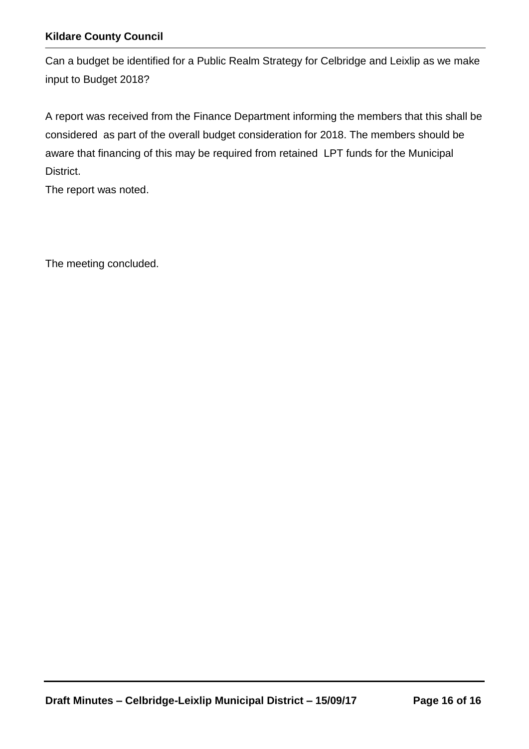Can a budget be identified for a Public Realm Strategy for Celbridge and Leixlip as we make input to Budget 2018?

A report was received from the Finance Department informing the members that this shall be considered as part of the overall budget consideration for 2018. The members should be aware that financing of this may be required from retained LPT funds for the Municipal District.

The report was noted.

The meeting concluded.